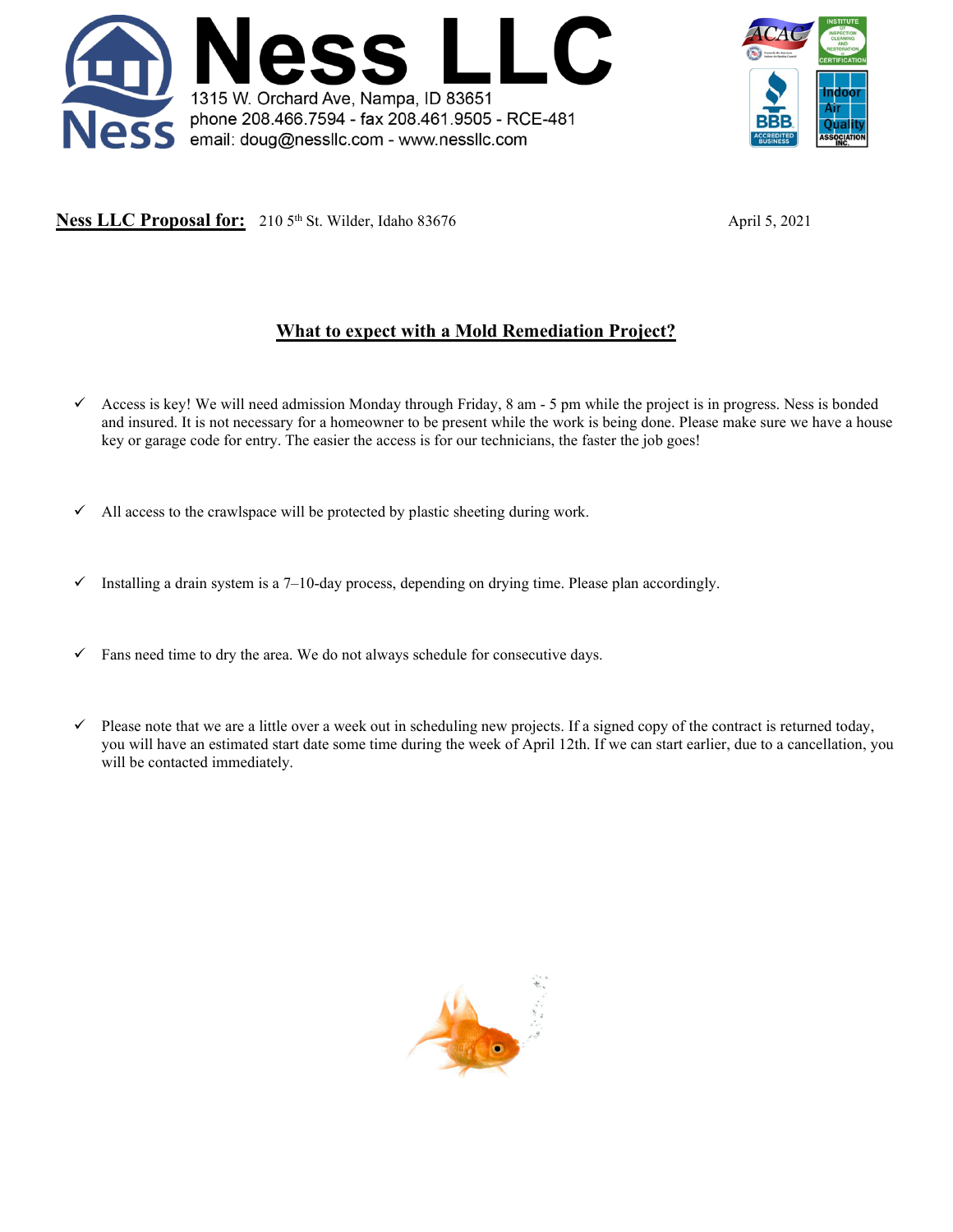# Ness LLC

1315 W. Orchard Ave, Nampa, ID 83651
phone 208.466.7594 - fax 208.461.9505 - RCE-481
email: doug@nessllc.com - www.nessllc.com

**Ness LLC Proposal for:** 210 5th St. Wilder, Idaho 83676 April 5, 2021

## What to expect with a Mold Remediation Project?

- ✓ Access is key! We will need admission Monday through Friday, 8 am - 5 pm while the project is in progress. Ness is bonded and insured. It is not necessary for a homeowner to be present while the work is being done. Please make sure we have a house key or garage code for entry. The easier the access is for our technicians, the faster the job goes!

- ✓ All access to the crawlspace will be protected by plastic sheeting during work.

- ✓ Installing a drain system is a 7–10-day process, depending on drying time. Please plan accordingly.

- ✓ Fans need time to dry the area. We do not always schedule for consecutive days.

- ✓ Please note that we are a little over a week out in scheduling new projects. If a signed copy of the contract is returned today, you will have an estimated start date some time during the week of April 12th. If we can start earlier, due to a cancellation, you will be contacted immediately.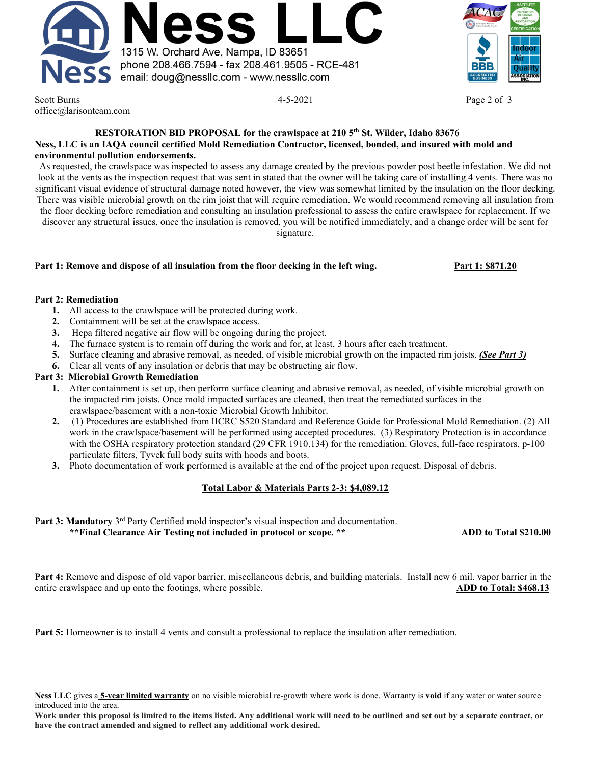# Ness LLC

1315 W. Orchard Ave, Nampa, ID 83651
phone 208.466.7594 - fax 208.461.9505 - RCE-481
email: doug@nessllc.com - www.nessllc.com

Scott Burns
office@larisonteam.com

4-5-2021

## RESTORATION BID PROPOSAL for the crawlspace at 210 5th St. Wilder, Idaho 83676

**Ness, LLC is an IAQA council certified Mold Remediation Contractor, licensed, bonded, and insured with mold and environmental pollution endorsements.**

As requested, the crawlspace was inspected to assess any damage created by the previous powder post beetle infestation. We did not look at the vents as the inspection request that was sent in stated that the owner will be taking care of installing 4 vents. There was no significant visual evidence of structural damage noted however, the view was somewhat limited by the insulation on the floor decking. There was visible microbial growth on the rim joist that will require remediation. We would recommend removing all insulation from the floor decking before remediation and consulting an insulation professional to assess the entire crawlspace for replacement. If we discover any structural issues, once the insulation is removed, you will be notified immediately, and a change order will be sent for signature.

**Part 1: Remove and dispose of all insulation from the floor decking in the left wing.** **Part 1: $871.20**

**Part 2: Remediation**

1. All access to the crawlspace will be protected during work.
2. Containment will be set at the crawlspace access.
3. Hepa filtered negative air flow will be ongoing during the project.
4. The furnace system is to remain off during the work and for, at least, 3 hours after each treatment.
5. Surface cleaning and abrasive removal, as needed, of visible microbial growth on the impacted rim joists. ***(See Part 3)***
6. Clear all vents of any insulation or debris that may be obstructing air flow.

**Part 3: Microbial Growth Remediation**

1. After containment is set up, then perform surface cleaning and abrasive removal, as needed, of visible microbial growth on the impacted rim joists. Once mold impacted surfaces are cleaned, then treat the remediated surfaces in the crawlspace/basement with a non-toxic Microbial Growth Inhibitor.
2. (1) Procedures are established from IICRC S520 Standard and Reference Guide for Professional Mold Remediation. (2) All work in the crawlspace/basement will be performed using accepted procedures. (3) Respiratory Protection is in accordance with the OSHA respiratory protection standard (29 CFR 1910.134) for the remediation. Gloves, full-face respirators, p-100 particulate filters, Tyvek full body suits with hoods and boots.
3. Photo documentation of work performed is available at the end of the project upon request. Disposal of debris.

**Total Labor & Materials Parts 2-3: $4,089.12**

**Part 3: Mandatory** 3rd Party Certified mold inspector's visual inspection and documentation.
**\*\*Final Clearance Air Testing not included in protocol or scope. \*\*** **ADD to Total $210.00**

**Part 4:** Remove and dispose of old vapor barrier, miscellaneous debris, and building materials. Install new 6 mil. vapor barrier in the entire crawlspace and up onto the footings, where possible. **ADD to Total: $468.13**

**Part 5:** Homeowner is to install 4 vents and consult a professional to replace the insulation after remediation.

**Ness LLC** gives a **5-year limited warranty** on no visible microbial re-growth where work is done. Warranty is **void** if any water or water source introduced into the area.

**Work under this proposal is limited to the items listed. Any additional work will need to be outlined and set out by a separate contract, or have the contract amended and signed to reflect any additional work desired.**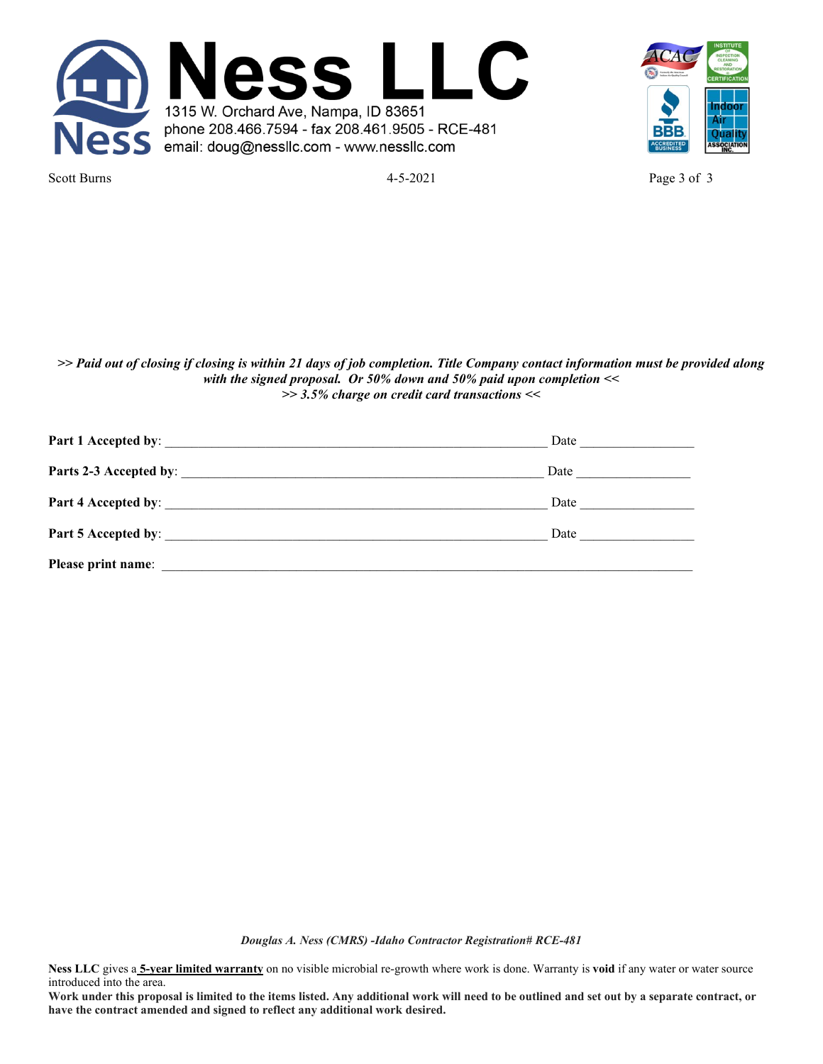*>> Paid out of closing if closing is within 21 days of job completion. Title Company contact information must be provided along with the signed proposal. Or 50% down and 50% paid upon completion <<*

*>> 3.5% charge on credit card transactions <<*

**Part 1 Accepted by**: ____________________________________________________________ Date _________________

**Parts 2-3 Accepted by**: _________________________________________________________ Date _________________

**Part 4 Accepted by**: ____________________________________________________________ Date _________________

**Part 5 Accepted by**: ____________________________________________________________ Date _________________

**Please print name**: ______________________________________________________________________________

*Douglas A. Ness (CMRS) -Idaho Contractor Registration# RCE-481*

**Ness LLC** gives a **5-year limited warranty** on no visible microbial re-growth where work is done. Warranty is **void** if any water or water source introduced into the area.

**Work under this proposal is limited to the items listed. Any additional work will need to be outlined and set out by a separate contract, or have the contract amended and signed to reflect any additional work desired.**